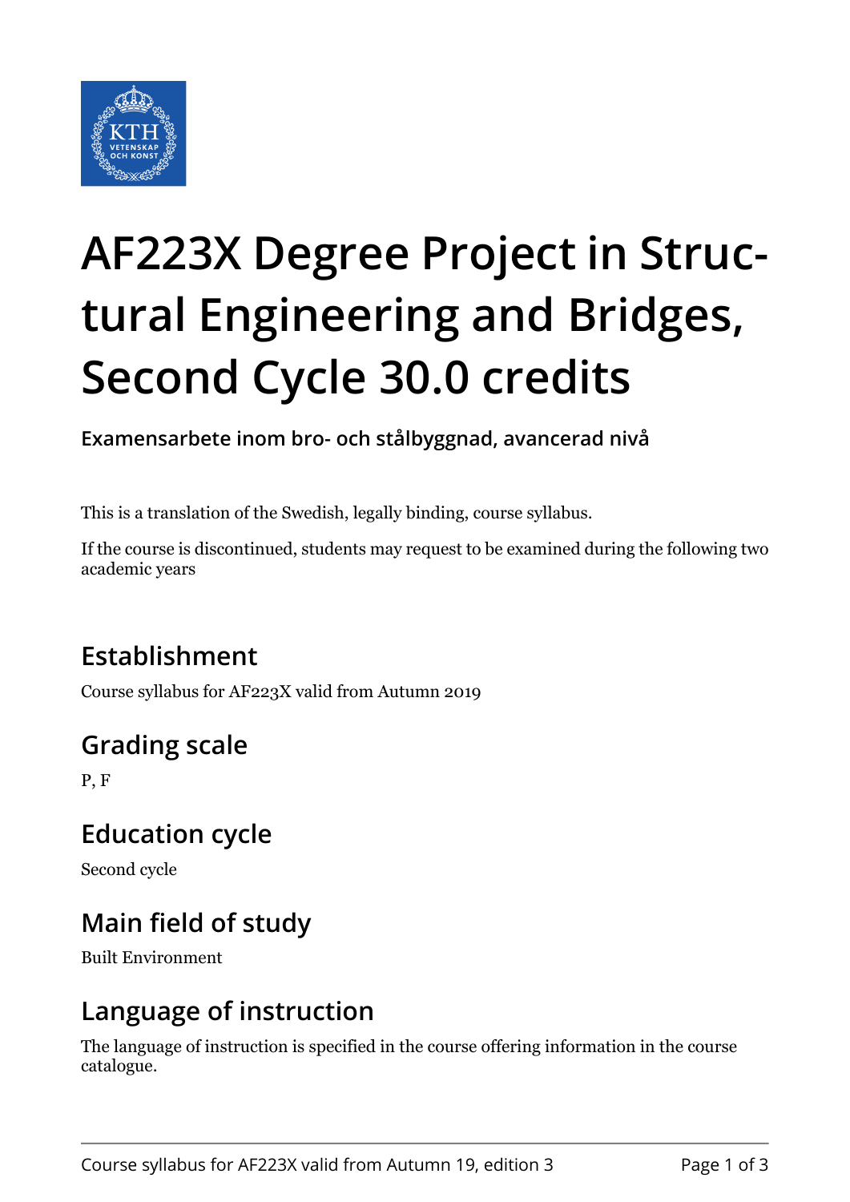# AF223X Degree Project in Structural Engineering and Bridges, Second Cycle 30.0 credits

**Examensarbete inom bro- och stålbyggnad, avancerad nivå**

This is a translation of the Swedish, legally binding, course syllabus.

If the course is discontinued, students may request to be examined during the following two academic years

## Establishment

Course syllabus for AF223X valid from Autumn 2019

## Grading scale

P, F

## Education cycle

Second cycle

## Main field of study

Built Environment

## Language of instruction

The language of instruction is specified in the course offering information in the course catalogue.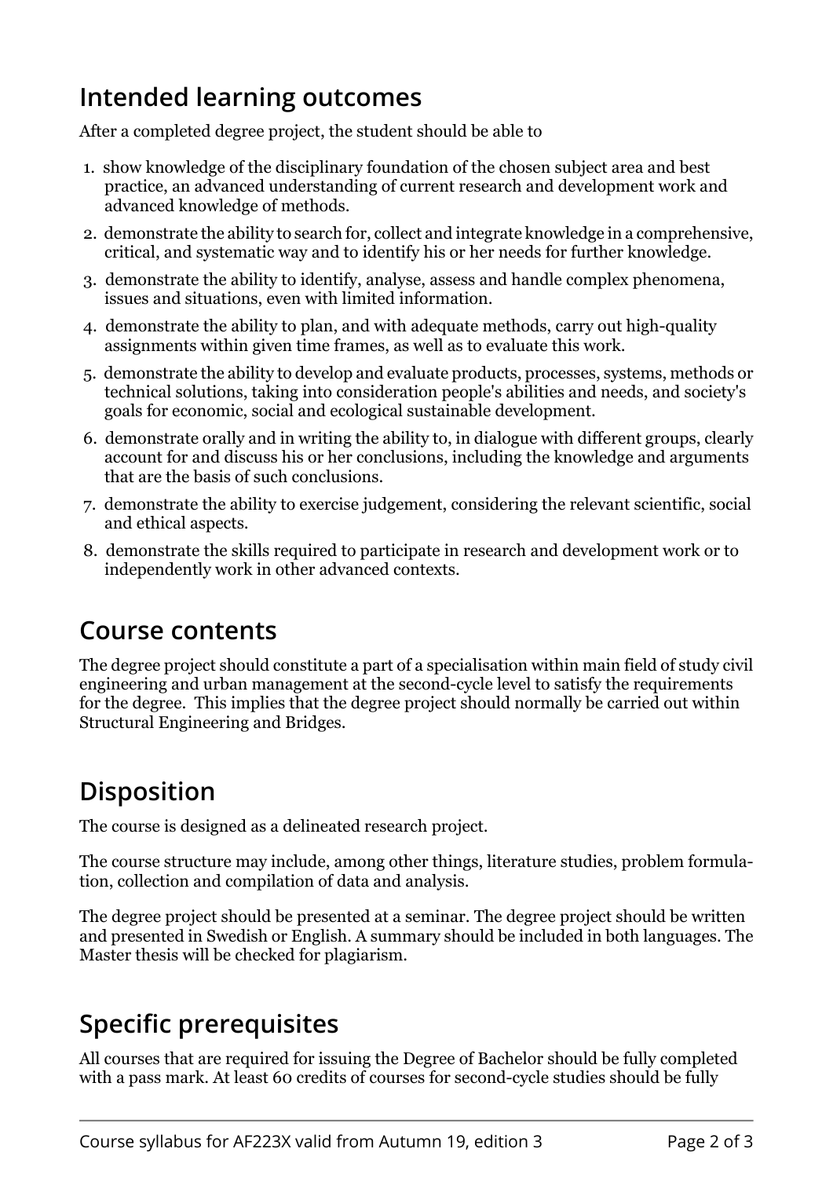## Intended learning outcomes

After a completed degree project, the student should be able to

1. show knowledge of the disciplinary foundation of the chosen subject area and best practice, an advanced understanding of current research and development work and advanced knowledge of methods.
2. demonstrate the ability to search for, collect and integrate knowledge in a comprehensive, critical, and systematic way and to identify his or her needs for further knowledge.
3. demonstrate the ability to identify, analyse, assess and handle complex phenomena, issues and situations, even with limited information.
4. demonstrate the ability to plan, and with adequate methods, carry out high-quality assignments within given time frames, as well as to evaluate this work.
5. demonstrate the ability to develop and evaluate products, processes, systems, methods or technical solutions, taking into consideration people's abilities and needs, and society's goals for economic, social and ecological sustainable development.
6. demonstrate orally and in writing the ability to, in dialogue with different groups, clearly account for and discuss his or her conclusions, including the knowledge and arguments that are the basis of such conclusions.
7. demonstrate the ability to exercise judgement, considering the relevant scientific, social and ethical aspects.
8. demonstrate the skills required to participate in research and development work or to independently work in other advanced contexts.

## Course contents

The degree project should constitute a part of a specialisation within main field of study civil engineering and urban management at the second-cycle level to satisfy the requirements for the degree. This implies that the degree project should normally be carried out within Structural Engineering and Bridges.

## Disposition

The course is designed as a delineated research project.

The course structure may include, among other things, literature studies, problem formulation, collection and compilation of data and analysis.

The degree project should be presented at a seminar. The degree project should be written and presented in Swedish or English. A summary should be included in both languages. The Master thesis will be checked for plagiarism.

## Specific prerequisites

All courses that are required for issuing the Degree of Bachelor should be fully completed with a pass mark. At least 60 credits of courses for second-cycle studies should be fully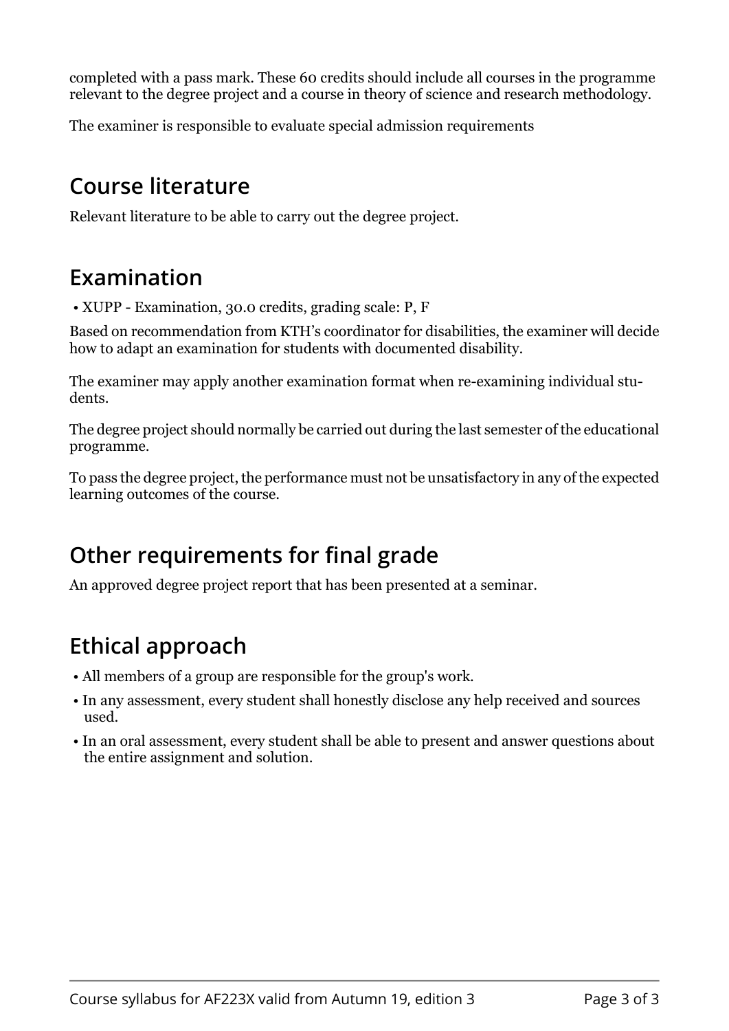completed with a pass mark. These 60 credits should include all courses in the programme relevant to the degree project and a course in theory of science and research methodology.

The examiner is responsible to evaluate special admission requirements

## Course literature

Relevant literature to be able to carry out the degree project.

## Examination

- XUPP - Examination, 30.0 credits, grading scale: P, F

Based on recommendation from KTH's coordinator for disabilities, the examiner will decide how to adapt an examination for students with documented disability.

The examiner may apply another examination format when re-examining individual students.

The degree project should normally be carried out during the last semester of the educational programme.

To pass the degree project, the performance must not be unsatisfactory in any of the expected learning outcomes of the course.

## Other requirements for final grade

An approved degree project report that has been presented at a seminar.

## Ethical approach

- All members of a group are responsible for the group's work.
- In any assessment, every student shall honestly disclose any help received and sources used.
- In an oral assessment, every student shall be able to present and answer questions about the entire assignment and solution.